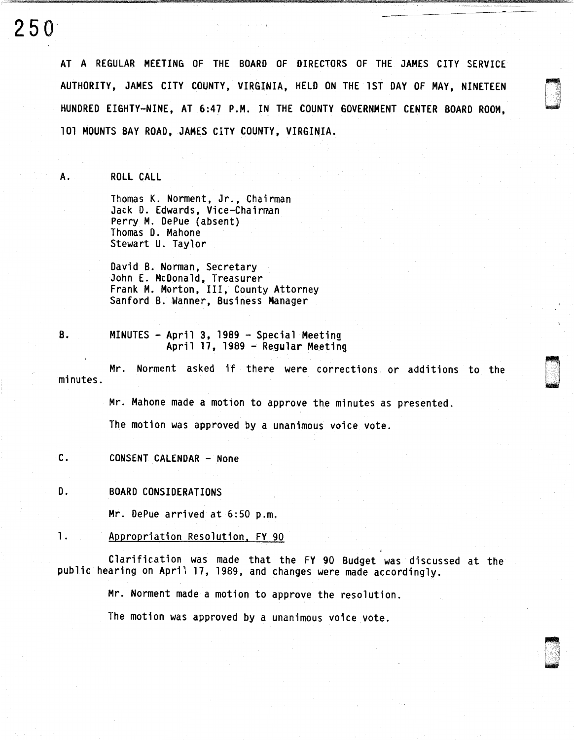AT A REGULAR MEETING OF THE BOARD OF DIRECTORS OF THE JAMES CITY SERVICE AUTHORITY, JAMES CITY COUNTY, VIRGINIA, HELD ON THE 1ST DAY OF MAY, NINETEEN HUNDRED EIGHTY-NINE, AT 6:47 P.M. IN THE COUNTY GOVERNMENT CENTER BOARD ROOM, 101 MOUNTS BAY ROAD, JAMES CITY COUNTY, VIRGINIA.

A. ROLL CALL

Thomas K. Norment, Jr., Chairman
Jack D. Edwards, Vice-Chairman
Perry M. DePue (absent)
Thomas D. Mahone
Stewart U. Taylor

David B. Norman, Secretary
John E. McDonald, Treasurer
Frank M. Morton, III, County Attorney
Sanford B. Wanner, Business Manager

B. MINUTES - April 3, 1989 - Special Meeting
April 17, 1989 - Regular Meeting

Mr. Norment asked if there were corrections or additions to the minutes.

Mr. Mahone made a motion to approve the minutes as presented.

The motion was approved by a unanimous voice vote.

C. CONSENT CALENDAR - None

D. BOARD CONSIDERATIONS

Mr. DePue arrived at 6:50 p.m.

1. Appropriation Resolution, FY 90

Clarification was made that the FY 90 Budget was discussed at the public hearing on April 17, 1989, and changes were made accordingly.

Mr. Norment made a motion to approve the resolution.

The motion was approved by a unanimous voice vote.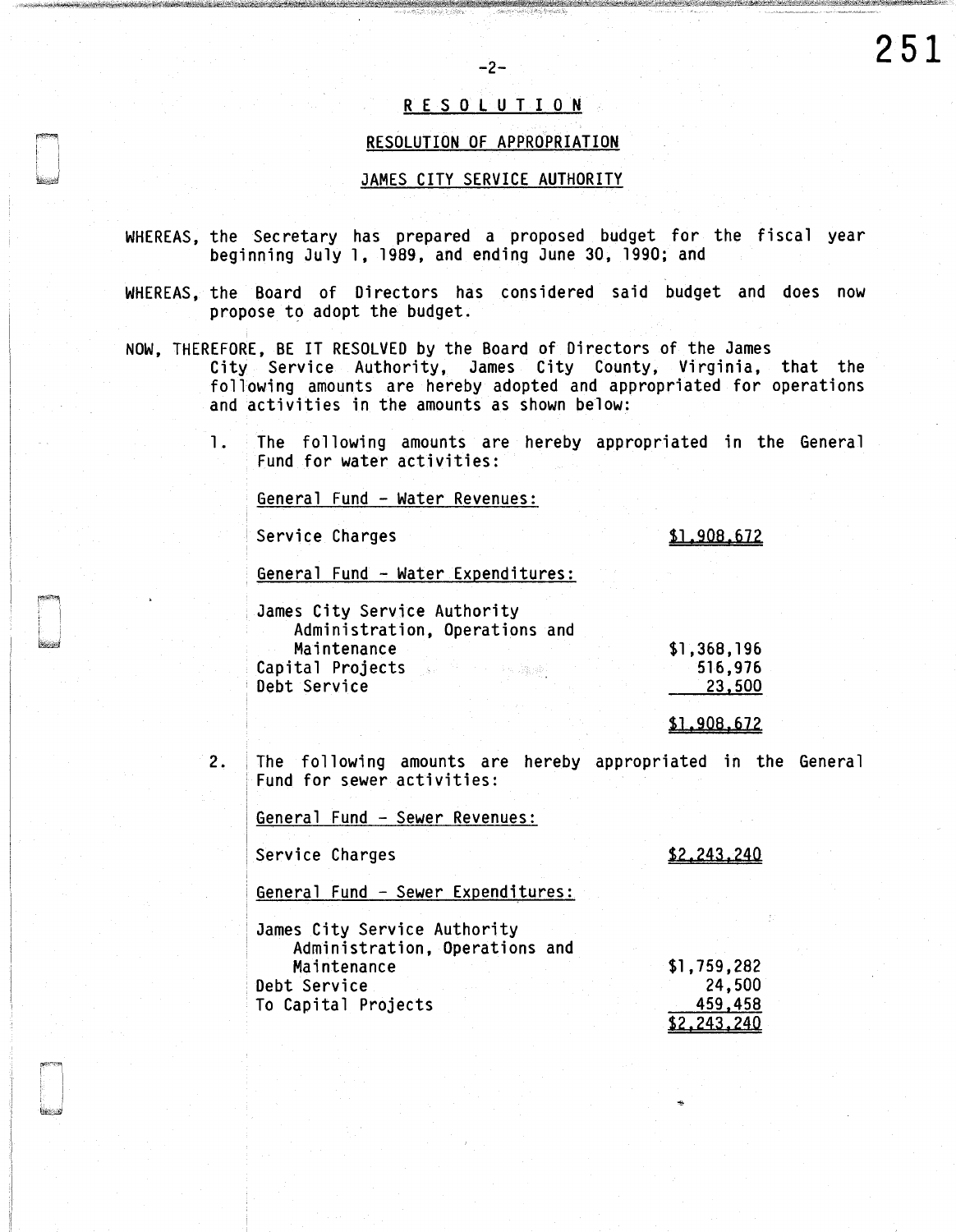# RESOLUTION

## RESOLUTION OF APPROPRIATION

## JAMES CITY SERVICE AUTHORITY

WHEREAS, the Secretary has prepared a proposed budget for the fiscal year beginning July 1, 1989, and ending June 30, 1990; and

WHEREAS, the Board of Directors has considered said budget and does now propose to adopt the budget.

NOW, THEREFORE, BE IT RESOLVED by the Board of Directors of the James City Service Authority, James City County, Virginia, that the following amounts are hereby adopted and appropriated for operations and activities in the amounts as shown below:

1. The following amounts are hereby appropriated in the General Fund for water activities:

   General Fund - Water Revenues:

   | | |
   |---|---|
   | Service Charges | $1,908,672 |

   General Fund - Water Expenditures:

   | | |
   |---|---|
   | James City Service Authority Administration, Operations and Maintenance | $1,368,196 |
   | Capital Projects | 516,976 |
   | Debt Service | 23,500 |
   | | $1,908,672 |

2. The following amounts are hereby appropriated in the General Fund for sewer activities:

   General Fund - Sewer Revenues:

   | | |
   |---|---|
   | Service Charges | $2,243,240 |

   General Fund - Sewer Expenditures:

   | | |
   |---|---|
   | James City Service Authority Administration, Operations and Maintenance | $1,759,282 |
   | Debt Service | 24,500 |
   | To Capital Projects | 459,458 |
   | | $2,243,240 |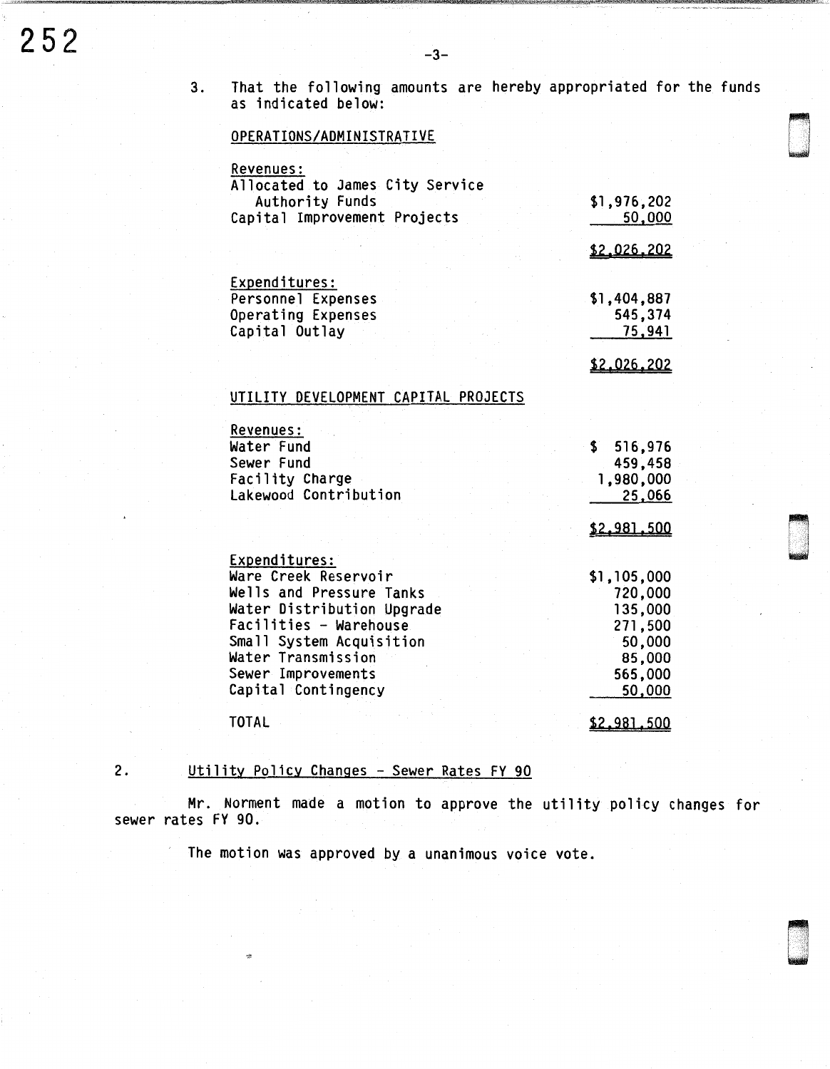3. That the following amounts are hereby appropriated for the funds as indicated below:

OPERATIONS/ADMINISTRATIVE

| Revenues: | |
|---|---|
| Allocated to James City Service Authority Funds | $1,976,202 |
| Capital Improvement Projects | 50,000 |
| | $2,026,202 |

| Expenditures: | |
|---|---|
| Personnel Expenses | $1,404,887 |
| Operating Expenses | 545,374 |
| Capital Outlay | 75,941 |
| | $2,026,202 |

UTILITY DEVELOPMENT CAPITAL PROJECTS

| Revenues: | |
|---|---|
| Water Fund | $ 516,976 |
| Sewer Fund | 459,458 |
| Facility Charge | 1,980,000 |
| Lakewood Contribution | 25,066 |
| | $2,981,500 |

| Expenditures: | |
|---|---|
| Ware Creek Reservoir | $1,105,000 |
| Wells and Pressure Tanks | 720,000 |
| Water Distribution Upgrade | 135,000 |
| Facilities - Warehouse | 271,500 |
| Small System Acquisition | 50,000 |
| Water Transmission | 85,000 |
| Sewer Improvements | 565,000 |
| Capital Contingency | 50,000 |
| TOTAL | $2,981,500 |

2. Utility Policy Changes - Sewer Rates FY 90

Mr. Norment made a motion to approve the utility policy changes for sewer rates FY 90.

The motion was approved by a unanimous voice vote.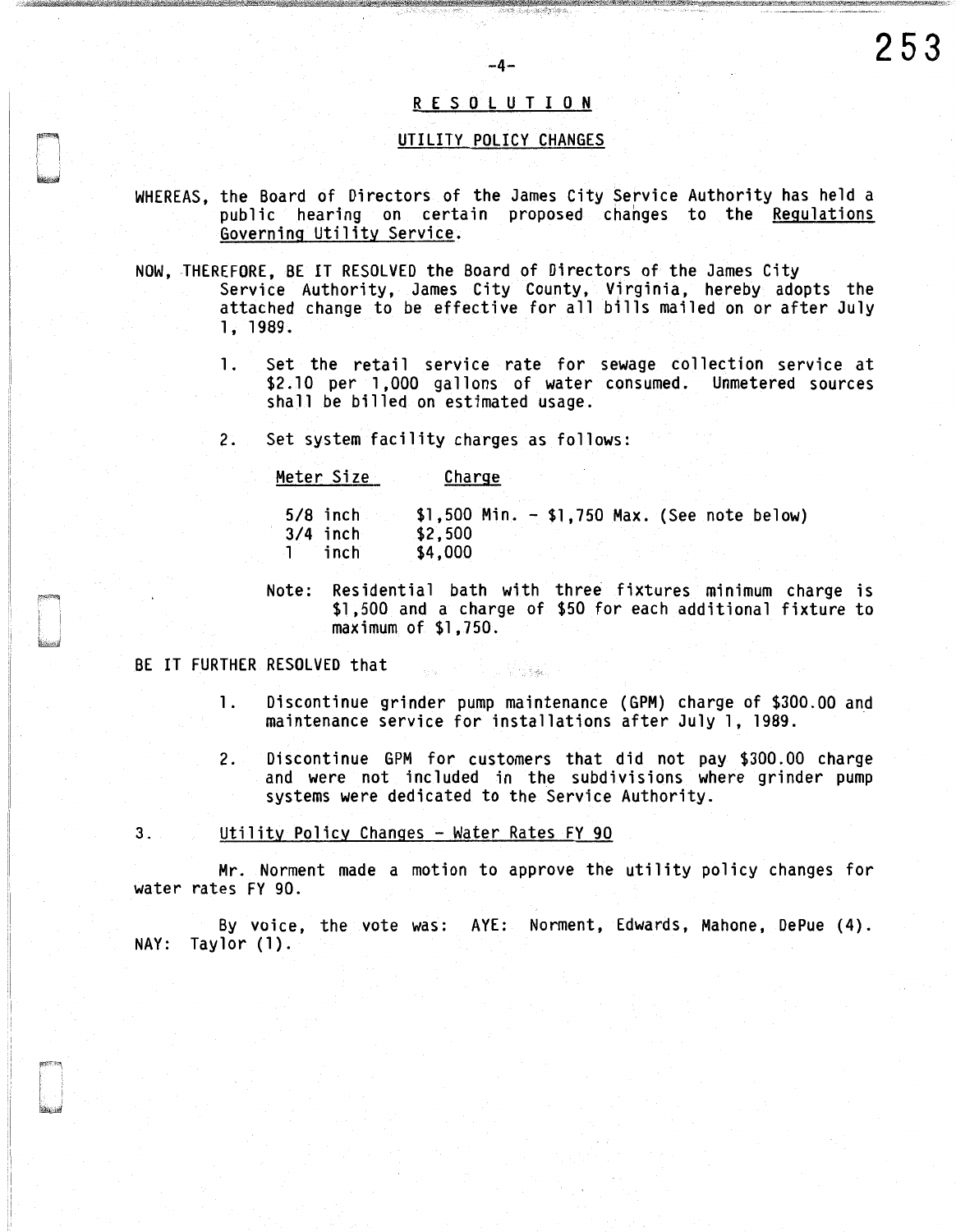## RESOLUTION

### UTILITY POLICY CHANGES

WHEREAS, the Board of Directors of the James City Service Authority has held a public hearing on certain proposed changes to the Regulations Governing Utility Service.

NOW, THEREFORE, BE IT RESOLVED the Board of Directors of the James City Service Authority, James City County, Virginia, hereby adopts the attached change to be effective for all bills mailed on or after July 1, 1989.

1. Set the retail service rate for sewage collection service at $2.10 per 1,000 gallons of water consumed. Unmetered sources shall be billed on estimated usage.

2. Set system facility charges as follows:

| Meter Size | Charge |
|---|---|
| 5/8 inch | $1,500 Min. - $1,750 Max. (See note below) |
| 3/4 inch | $2,500 |
| 1 inch | $4,000 |

Note: Residential bath with three fixtures minimum charge is $1,500 and a charge of $50 for each additional fixture to maximum of $1,750.

BE IT FURTHER RESOLVED that

1. Discontinue grinder pump maintenance (GPM) charge of $300.00 and maintenance service for installations after July 1, 1989.

2. Discontinue GPM for customers that did not pay $300.00 charge and were not included in the subdivisions where grinder pump systems were dedicated to the Service Authority.

3. Utility Policy Changes - Water Rates FY 90

Mr. Norment made a motion to approve the utility policy changes for water rates FY 90.

By voice, the vote was: AYE: Norment, Edwards, Mahone, DePue (4). NAY: Taylor (1).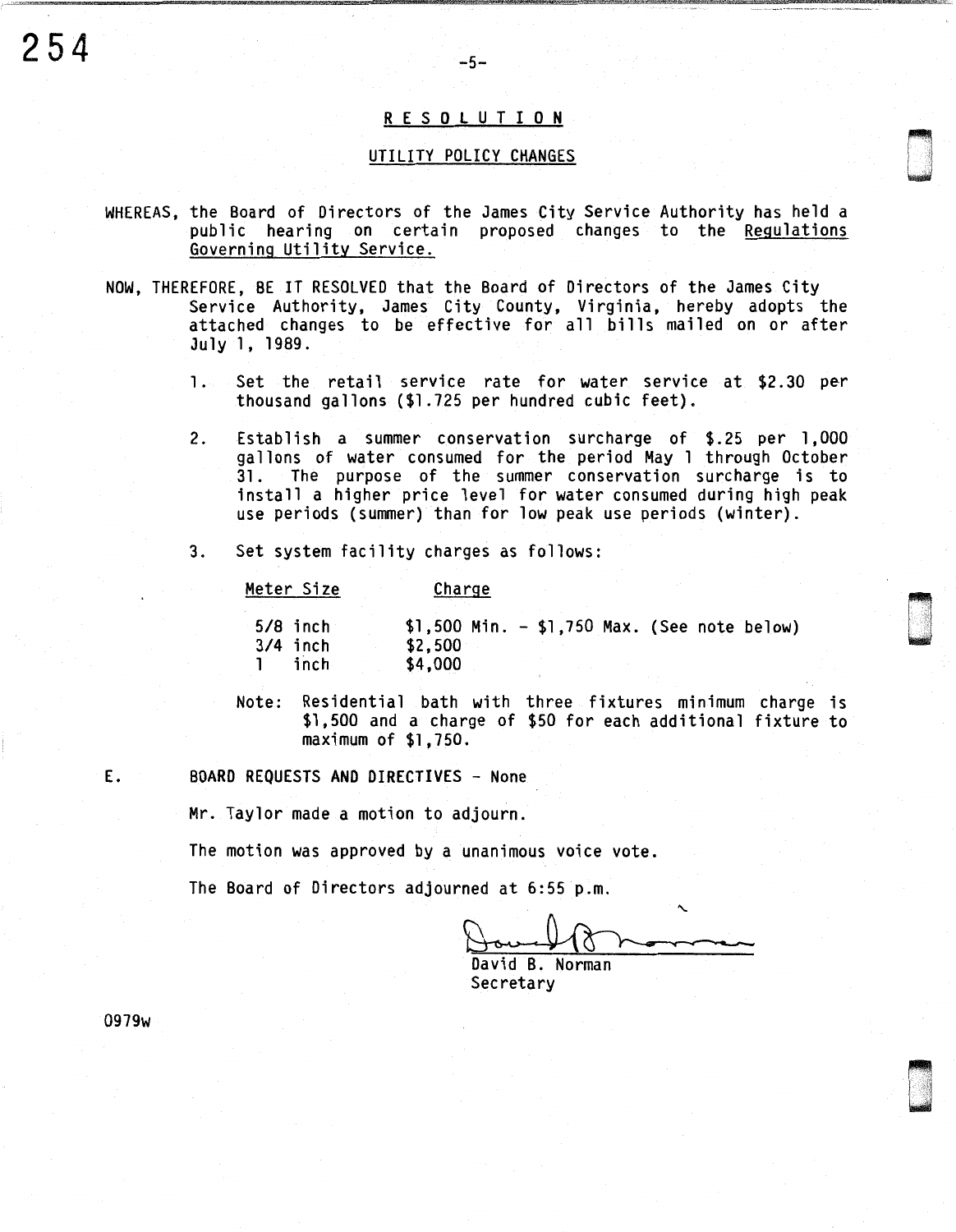## R E S O L U T I O N

### UTILITY POLICY CHANGES

WHEREAS, the Board of Directors of the James City Service Authority has held a public hearing on certain proposed changes to the Regulations Governing Utility Service.

NOW, THEREFORE, BE IT RESOLVED that the Board of Directors of the James City Service Authority, James City County, Virginia, hereby adopts the attached changes to be effective for all bills mailed on or after July 1, 1989.

1. Set the retail service rate for water service at $2.30 per thousand gallons ($1.725 per hundred cubic feet).

2. Establish a summer conservation surcharge of $.25 per 1,000 gallons of water consumed for the period May 1 through October 31. The purpose of the summer conservation surcharge is to install a higher price level for water consumed during high peak use periods (summer) than for low peak use periods (winter).

3. Set system facility charges as follows:

| Meter Size | Charge |
|---|---|
| 5/8 inch | $1,500 Min. - $1,750 Max. (See note below) |
| 3/4 inch | $2,500 |
| 1 inch | $4,000 |

Note: Residential bath with three fixtures minimum charge is $1,500 and a charge of $50 for each additional fixture to maximum of $1,750.

E. BOARD REQUESTS AND DIRECTIVES - None

Mr. Taylor made a motion to adjourn.

The motion was approved by a unanimous voice vote.

The Board of Directors adjourned at 6:55 p.m.

David B. Norman
Secretary

0979w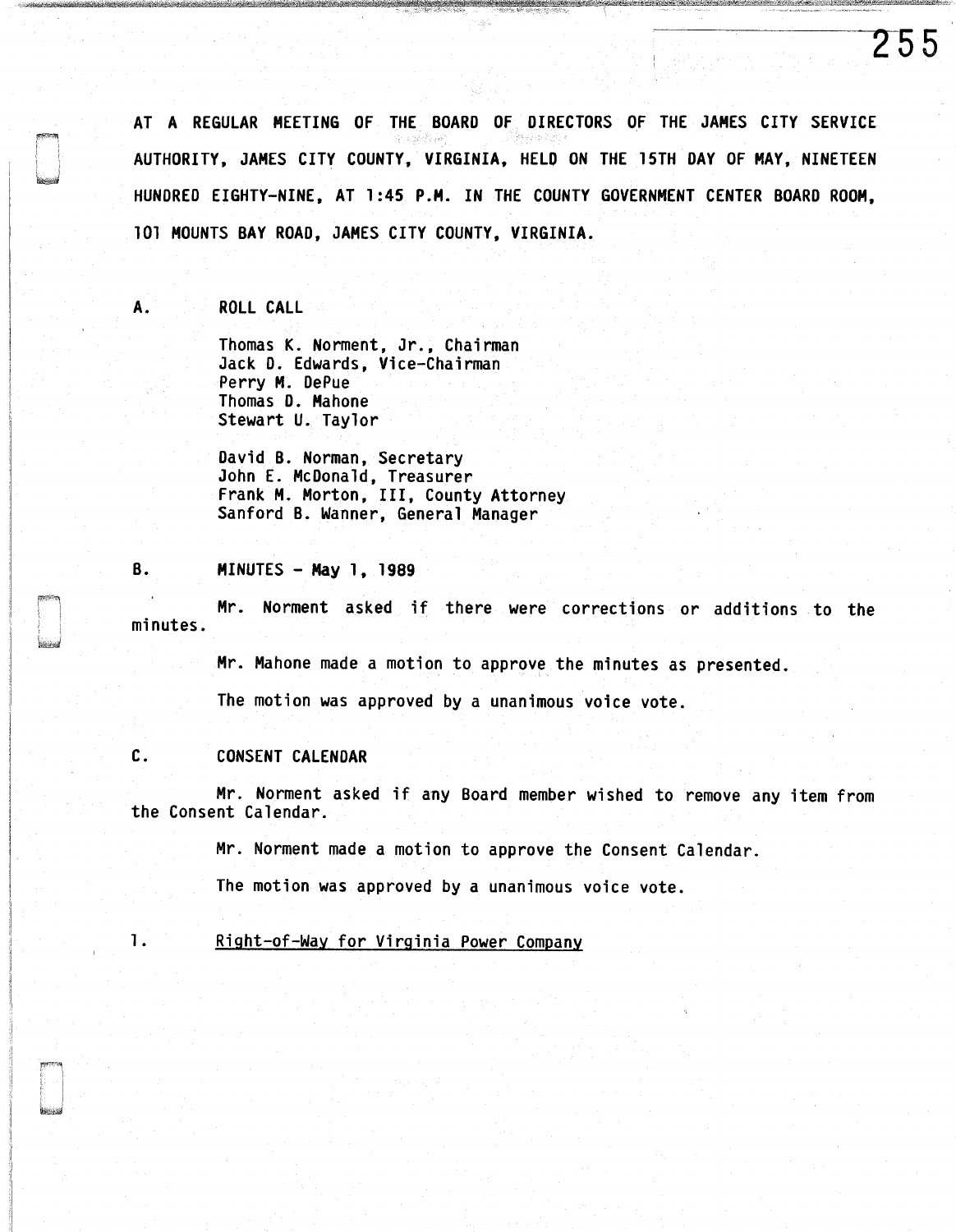AT A REGULAR MEETING OF THE BOARD OF DIRECTORS OF THE JAMES CITY SERVICE AUTHORITY, JAMES CITY COUNTY, VIRGINIA, HELD ON THE 15TH DAY OF MAY, NINETEEN HUNDRED EIGHTY-NINE, AT 1:45 P.M. IN THE COUNTY GOVERNMENT CENTER BOARD ROOM, 101 MOUNTS BAY ROAD, JAMES CITY COUNTY, VIRGINIA.

A. ROLL CALL

Thomas K. Norment, Jr., Chairman
Jack D. Edwards, Vice-Chairman
Perry M. DePue
Thomas D. Mahone
Stewart U. Taylor

David B. Norman, Secretary
John E. McDonald, Treasurer
Frank M. Morton, III, County Attorney
Sanford B. Wanner, General Manager

B. MINUTES - May 1, 1989

Mr. Norment asked if there were corrections or additions to the minutes.

Mr. Mahone made a motion to approve the minutes as presented.

The motion was approved by a unanimous voice vote.

C. CONSENT CALENDAR

Mr. Norment asked if any Board member wished to remove any item from the Consent Calendar.

Mr. Norment made a motion to approve the Consent Calendar.

The motion was approved by a unanimous voice vote.

1. Right-of-Way for Virginia Power Company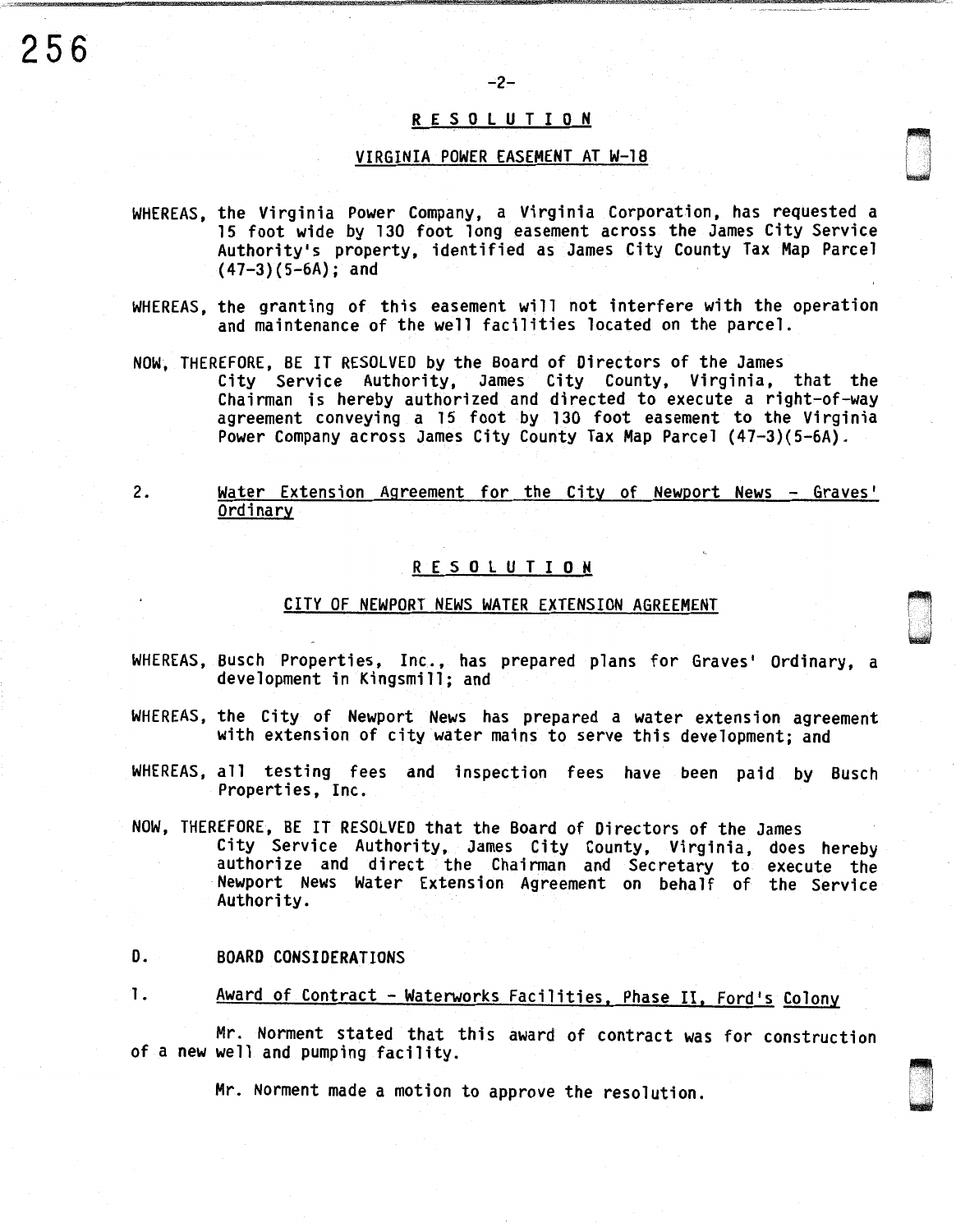## RESOLUTION

### VIRGINIA POWER EASEMENT AT W-18

WHEREAS, the Virginia Power Company, a Virginia Corporation, has requested a 15 foot wide by 130 foot long easement across the James City Service Authority's property, identified as James City County Tax Map Parcel (47-3)(5-6A); and

WHEREAS, the granting of this easement will not interfere with the operation and maintenance of the well facilities located on the parcel.

NOW, THEREFORE, BE IT RESOLVED by the Board of Directors of the James City Service Authority, James City County, Virginia, that the Chairman is hereby authorized and directed to execute a right-of-way agreement conveying a 15 foot by 130 foot easement to the Virginia Power Company across James City County Tax Map Parcel (47-3)(5-6A).

2. Water Extension Agreement for the City of Newport News - Graves' Ordinary

## RESOLUTION

### CITY OF NEWPORT NEWS WATER EXTENSION AGREEMENT

WHEREAS, Busch Properties, Inc., has prepared plans for Graves' Ordinary, a development in Kingsmill; and

WHEREAS, the City of Newport News has prepared a water extension agreement with extension of city water mains to serve this development; and

WHEREAS, all testing fees and inspection fees have been paid by Busch Properties, Inc.

NOW, THEREFORE, BE IT RESOLVED that the Board of Directors of the James City Service Authority, James City County, Virginia, does hereby authorize and direct the Chairman and Secretary to execute the Newport News Water Extension Agreement on behalf of the Service Authority.

D. BOARD CONSIDERATIONS

1. Award of Contract - Waterworks Facilities, Phase II, Ford's Colony

Mr. Norment stated that this award of contract was for construction of a new well and pumping facility.

Mr. Norment made a motion to approve the resolution.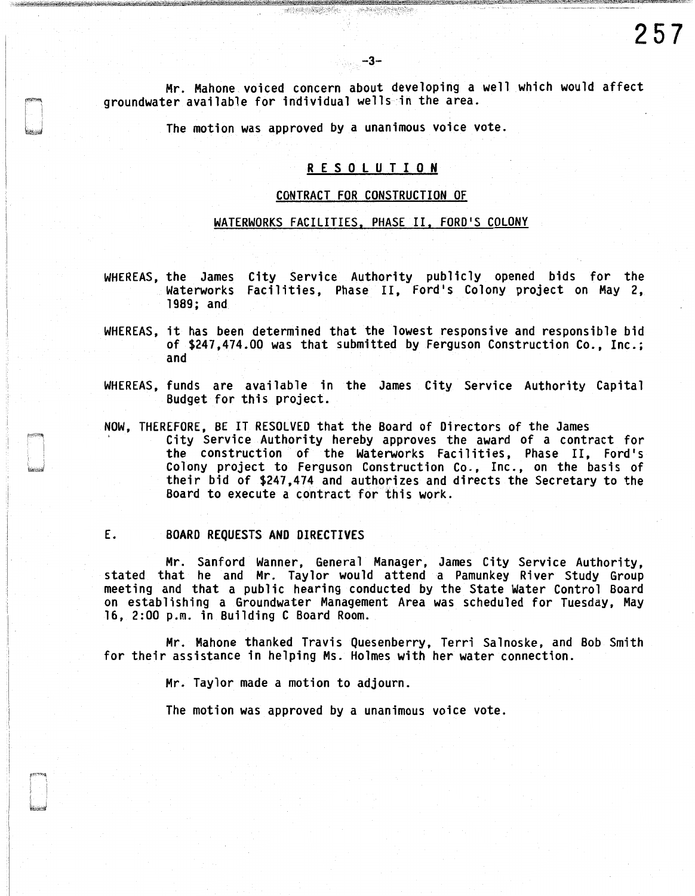Mr. Mahone voiced concern about developing a well which would affect groundwater available for individual wells in the area.

The motion was approved by a unanimous voice vote.

## R E S O L U T I O N

### CONTRACT FOR CONSTRUCTION OF

### WATERWORKS FACILITIES, PHASE II, FORD'S COLONY

WHEREAS, the James City Service Authority publicly opened bids for the Waterworks Facilities, Phase II, Ford's Colony project on May 2, 1989; and

WHEREAS, it has been determined that the lowest responsive and responsible bid of $247,474.00 was that submitted by Ferguson Construction Co., Inc.; and

WHEREAS, funds are available in the James City Service Authority Capital Budget for this project.

NOW, THEREFORE, BE IT RESOLVED that the Board of Directors of the James City Service Authority hereby approves the award of a contract for the construction of the Waterworks Facilities, Phase II, Ford's Colony project to Ferguson Construction Co., Inc., on the basis of their bid of $247,474 and authorizes and directs the Secretary to the Board to execute a contract for this work.

## E. BOARD REQUESTS AND DIRECTIVES

Mr. Sanford Wanner, General Manager, James City Service Authority, stated that he and Mr. Taylor would attend a Pamunkey River Study Group meeting and that a public hearing conducted by the State Water Control Board on establishing a Groundwater Management Area was scheduled for Tuesday, May 16, 2:00 p.m. in Building C Board Room.

Mr. Mahone thanked Travis Quesenberry, Terri Salnoske, and Bob Smith for their assistance in helping Ms. Holmes with her water connection.

Mr. Taylor made a motion to adjourn.

The motion was approved by a unanimous voice vote.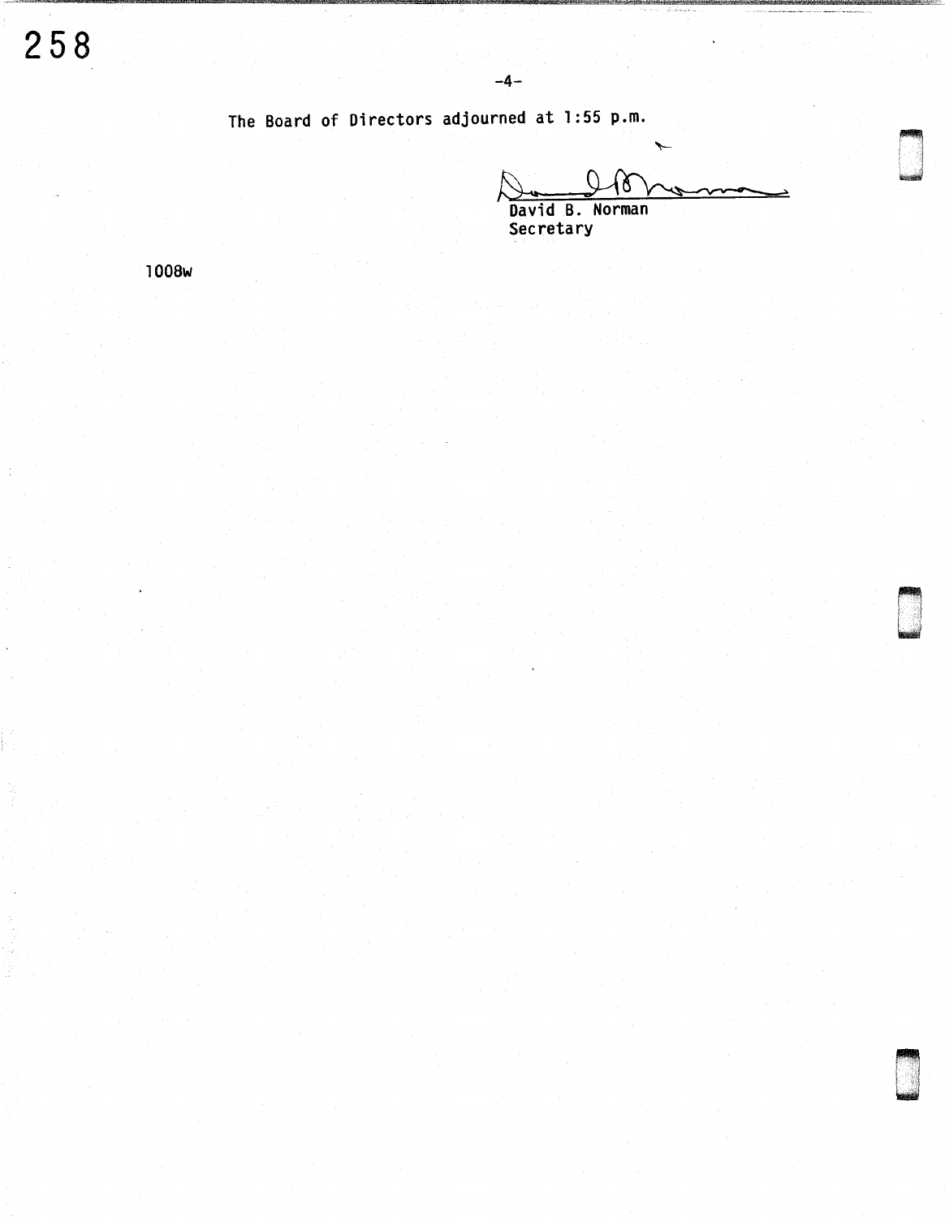The Board of Directors adjourned at 1:55 p.m.

David B. Norman
Secretary

1008w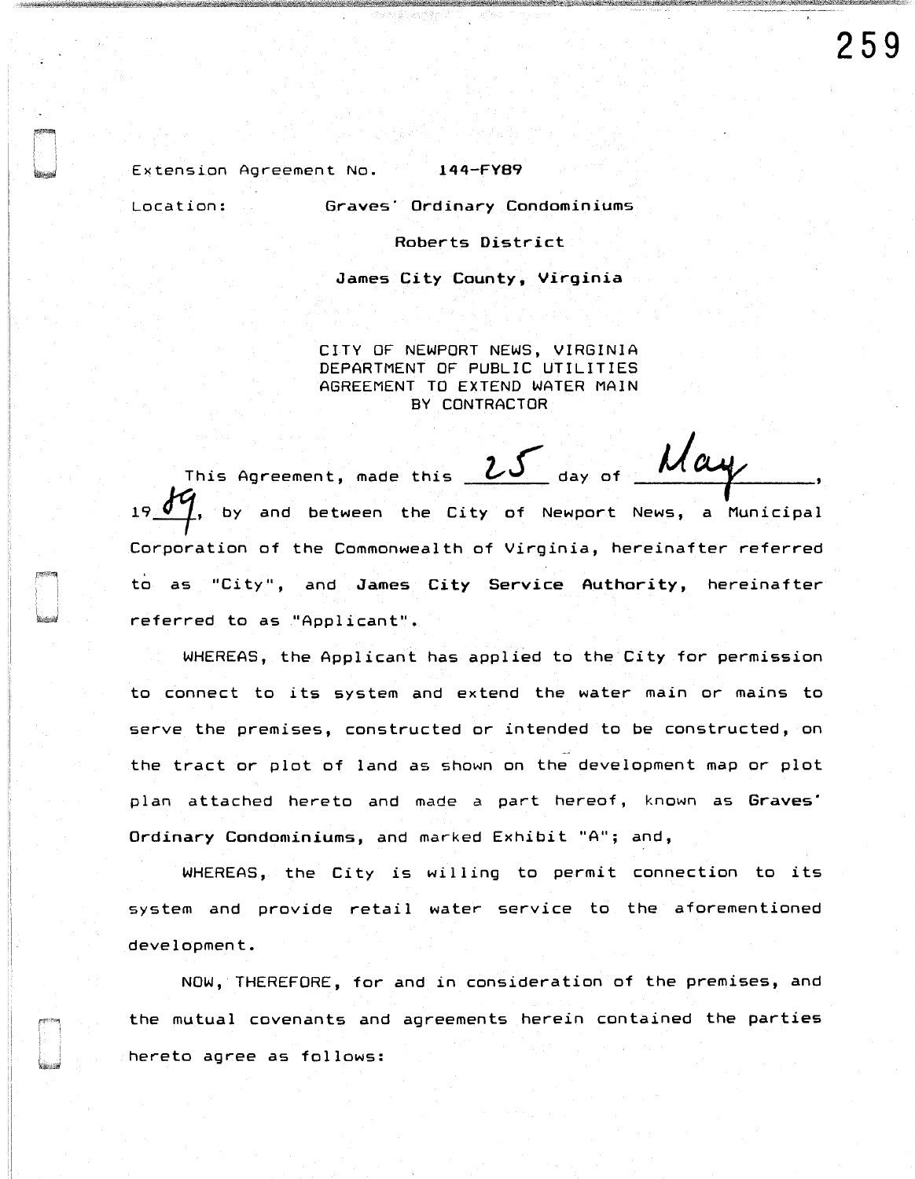Extension Agreement No. 144-FY89

Location: Graves' Ordinary Condominiums

Roberts District

James City County, Virginia

CITY OF NEWPORT NEWS, VIRGINIA
DEPARTMENT OF PUBLIC UTILITIES
AGREEMENT TO EXTEND WATER MAIN
BY CONTRACTOR

This Agreement, made this 25 day of May, 1989, by and between the City of Newport News, a Municipal Corporation of the Commonwealth of Virginia, hereinafter referred to as "City", and **James City Service Authority**, hereinafter referred to as "Applicant".

WHEREAS, the Applicant has applied to the City for permission to connect to its system and extend the water main or mains to serve the premises, constructed or intended to be constructed, on the tract or plot of land as shown on the development map or plot plan attached hereto and made a part hereof, known as **Graves' Ordinary Condominiums**, and marked Exhibit "A"; and,

WHEREAS, the City is willing to permit connection to its system and provide retail water service to the aforementioned development.

NOW, THEREFORE, for and in consideration of the premises, and the mutual covenants and agreements herein contained the parties hereto agree as follows: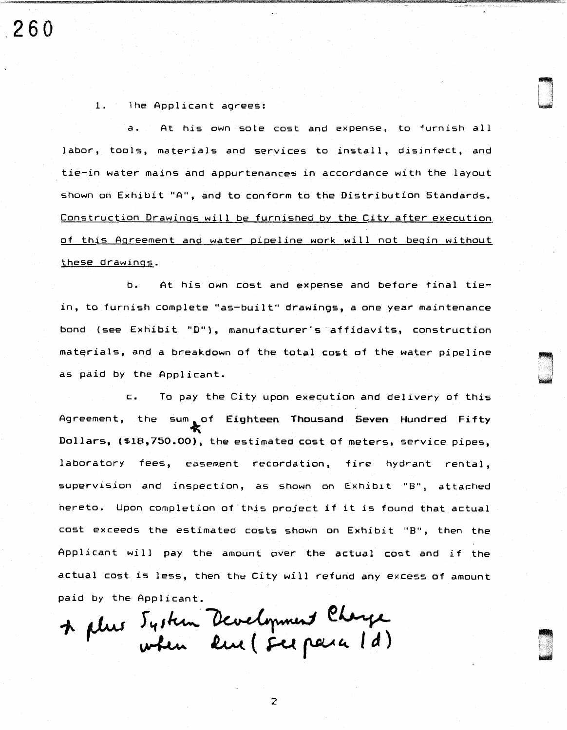1. The Applicant agrees:

a. At his own sole cost and expense, to furnish all labor, tools, materials and services to install, disinfect, and tie-in water mains and appurtenances in accordance with the layout shown on Exhibit "A", and to conform to the Distribution Standards. <u>Construction Drawings will be furnished by the City after execution of this Agreement and water pipeline work will not begin without these drawings</u>.

b. At his own cost and expense and before final tie-in, to furnish complete "as-built" drawings, a one year maintenance bond (see Exhibit "D"), manufacturer's affidavits, construction materials, and a breakdown of the total cost of the water pipeline as paid by the Applicant.

c. To pay the City upon execution and delivery of this Agreement, the sum* of **Eighteen Thousand Seven Hundred Fifty Dollars, ($18,750.00)**, the estimated cost of meters, service pipes, laboratory fees, easement recordation, fire hydrant rental, supervision and inspection, as shown on Exhibit "B", attached hereto. Upon completion of this project if it is found that actual cost exceeds the estimated costs shown on Exhibit "B", then the Applicant will pay the amount over the actual cost and if the actual cost is less, then the City will refund any excess of amount paid by the Applicant.

\* plus System Development Charge when due (See para 1d)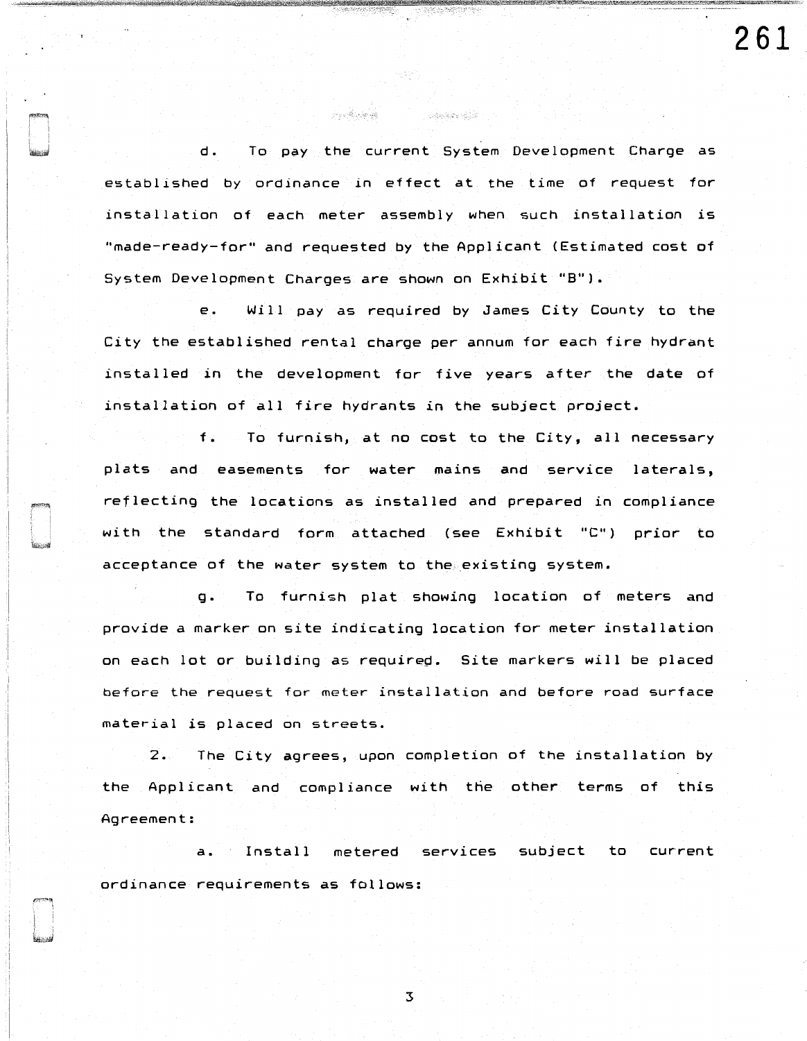d. To pay the current System Development Charge as established by ordinance in effect at the time of request for installation of each meter assembly when such installation is "made-ready-for" and requested by the Applicant (Estimated cost of System Development Charges are shown on Exhibit "B").

e. Will pay as required by James City County to the City the established rental charge per annum for each fire hydrant installed in the development for five years after the date of installation of all fire hydrants in the subject project.

f. To furnish, at no cost to the City, all necessary plats and easements for water mains and service laterals, reflecting the locations as installed and prepared in compliance with the standard form attached (see Exhibit "C") prior to acceptance of the water system to the existing system.

g. To furnish plat showing location of meters and provide a marker on site indicating location for meter installation on each lot or building as required. Site markers will be placed before the request for meter installation and before road surface material is placed on streets.

2. The City agrees, upon completion of the installation by the Applicant and compliance with the other terms of this Agreement:

a. Install metered services subject to current ordinance requirements as follows: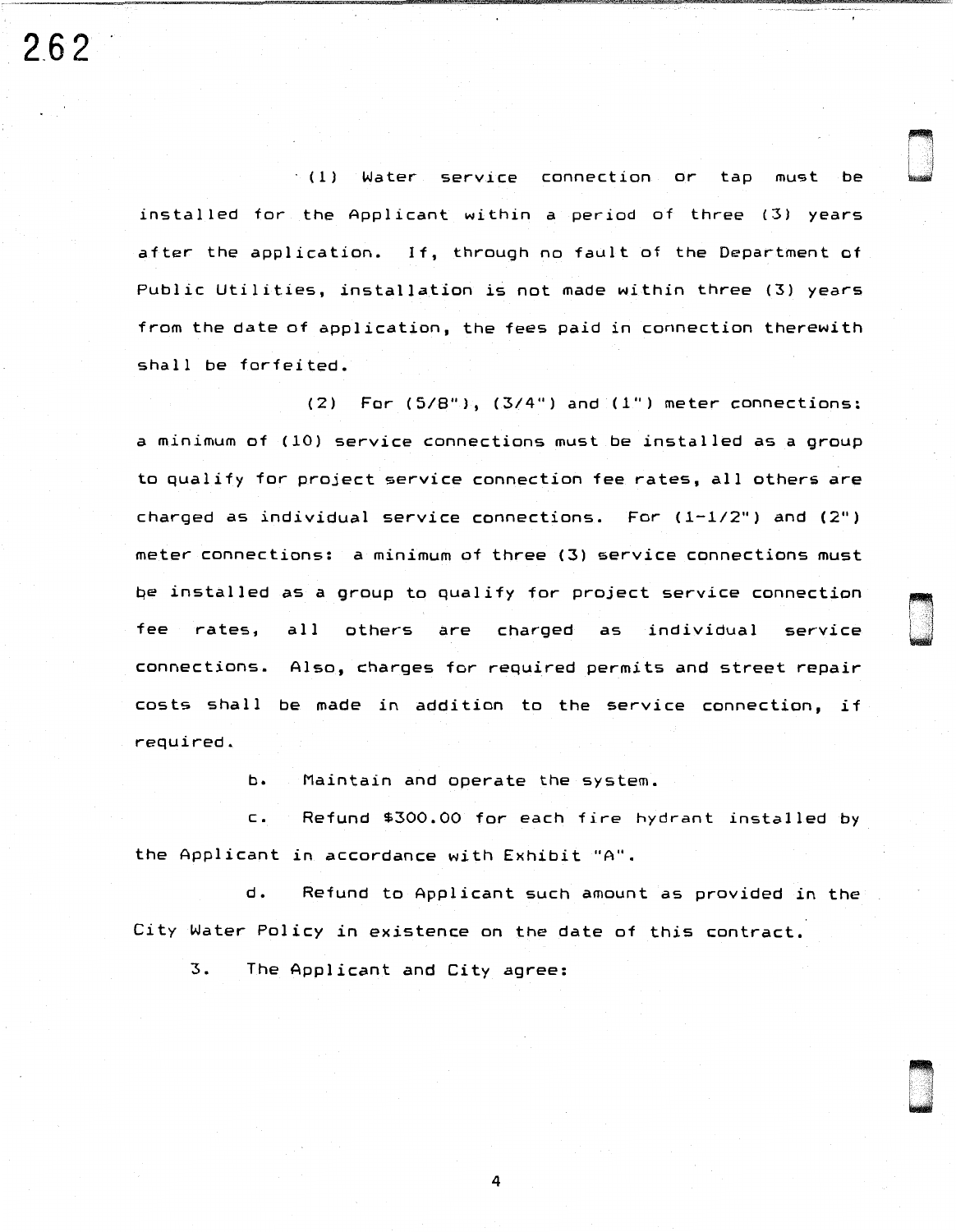(1) Water service connection or tap must be installed for the Applicant within a period of three (3) years after the application. If, through no fault of the Department of Public Utilities, installation is not made within three (3) years from the date of application, the fees paid in connection therewith shall be forfeited.

(2) For (5/8"), (3/4") and (1") meter connections: a minimum of (10) service connections must be installed as a group to qualify for project service connection fee rates, all others are charged as individual service connections. For (1-1/2") and (2") meter connections: a minimum of three (3) service connections must be installed as a group to qualify for project service connection fee rates, all others are charged as individual service connections. Also, charges for required permits and street repair costs shall be made in addition to the service connection, if required.

b. Maintain and operate the system.

c. Refund $300.00 for each fire hydrant installed by the Applicant in accordance with Exhibit "A".

d. Refund to Applicant such amount as provided in the City Water Policy in existence on the date of this contract.

3. The Applicant and City agree: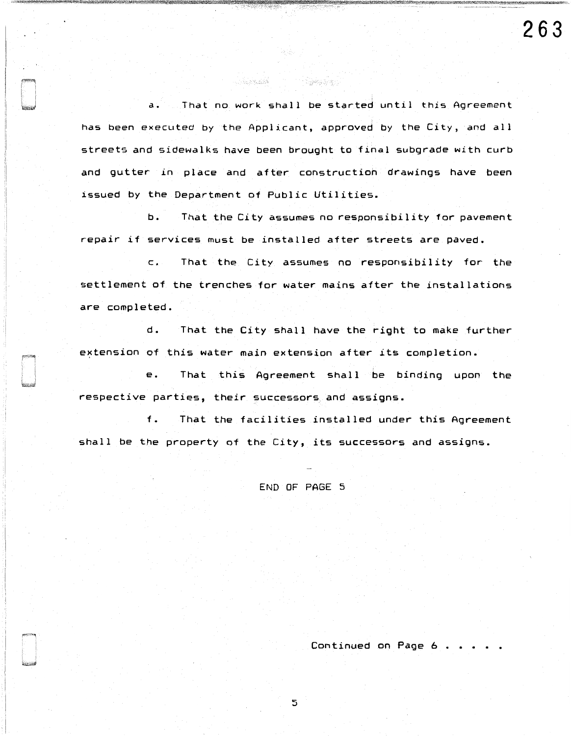a. That no work shall be started until this Agreement has been executed by the Applicant, approved by the City, and all streets and sidewalks have been brought to final subgrade with curb and gutter in place and after construction drawings have been issued by the Department of Public Utilities.

b. That the City assumes no responsibility for pavement repair if services must be installed after streets are paved.

c. That the City assumes no responsibility for the settlement of the trenches for water mains after the installations are completed.

d. That the City shall have the right to make further extension of this water main extension after its completion.

e. That this Agreement shall be binding upon the respective parties, their successors and assigns.

f. That the facilities installed under this Agreement shall be the property of the City, its successors and assigns.

END OF PAGE 5

Continued on Page 6 . . . . .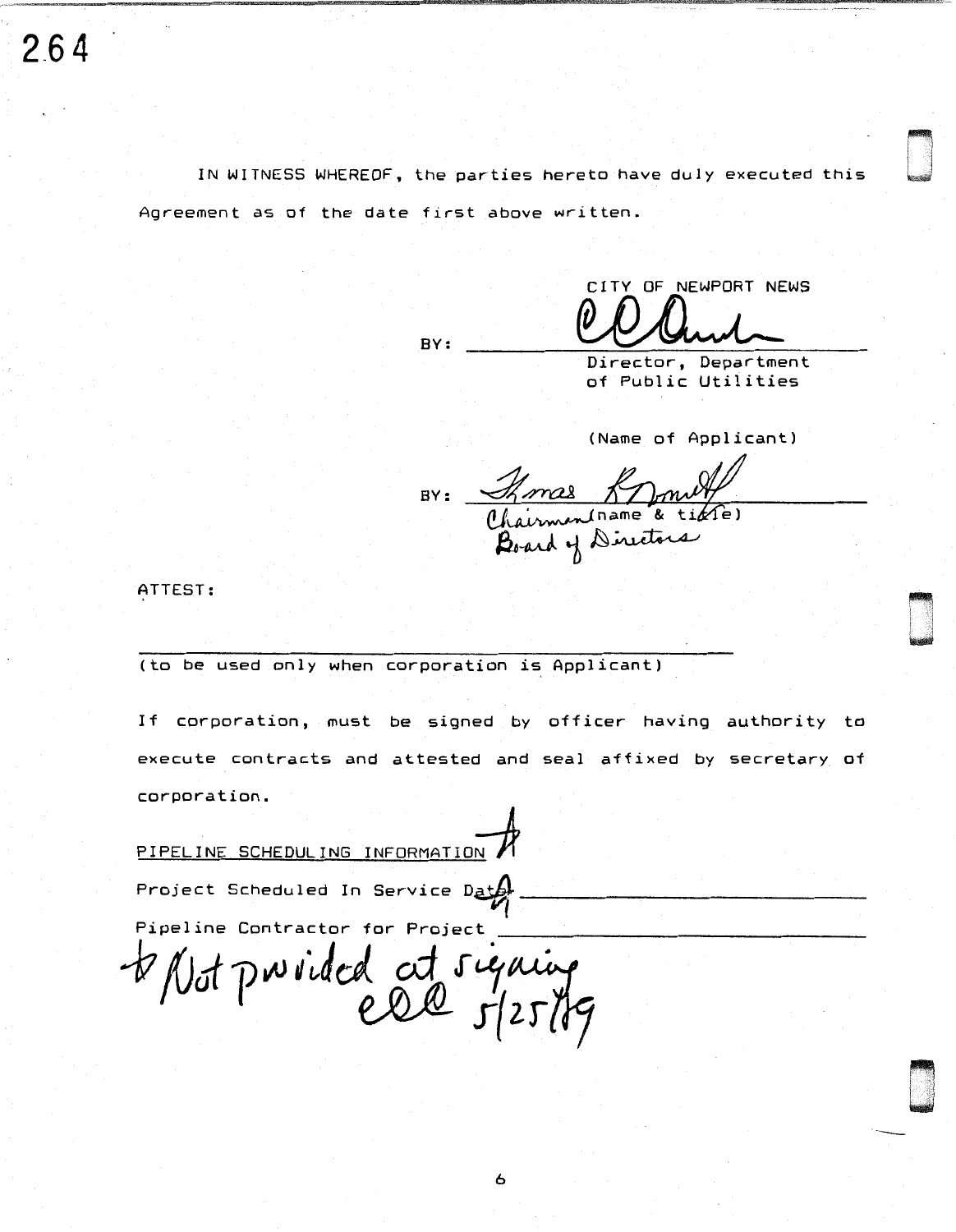IN WITNESS WHEREOF, the parties hereto have duly executed this Agreement as of the date first above written.

CITY OF NEWPORT NEWS

BY: _[signature]_
Director, Department of Public Utilities

(Name of Applicant)

BY: _[signature: Thomas K. Smith]_
Chairman (name & title)
Board of Directors

ATTEST:

______________________________
(to be used only when corporation is Applicant)

If corporation, must be signed by officer having authority to execute contracts and attested and seal affixed by secretary of corporation.

PIPELINE SCHEDULING INFORMATION *

Project Scheduled In Service Date * ______________________

Pipeline Contractor for Project ______________________

* Not provided at signing
ECE 5/25/89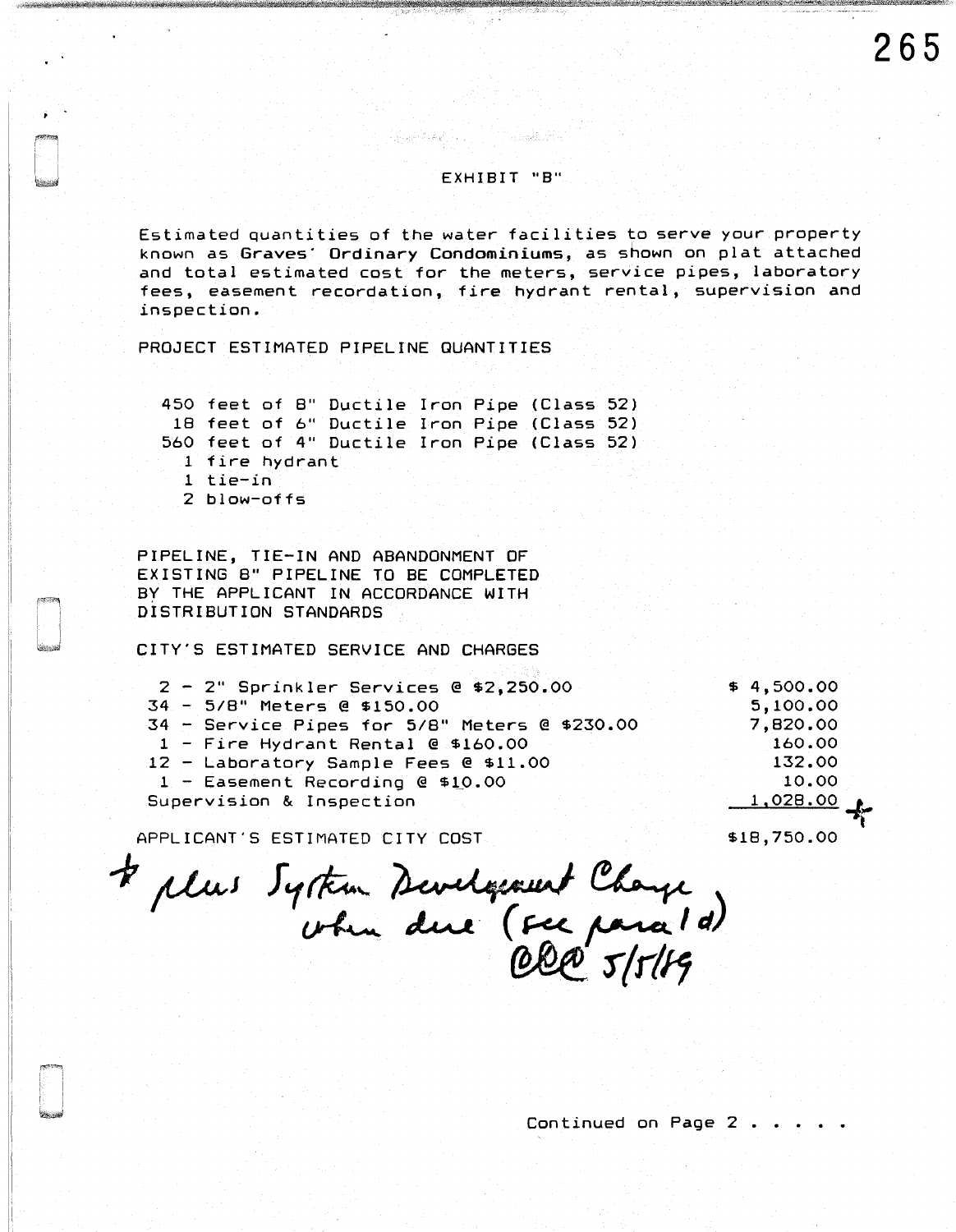EXHIBIT "B"

Estimated quantities of the water facilities to serve your property known as Graves' Ordinary Condominiums, as shown on plat attached and total estimated cost for the meters, service pipes, laboratory fees, easement recordation, fire hydrant rental, supervision and inspection.

PROJECT ESTIMATED PIPELINE QUANTITIES

- 450 feet of 8" Ductile Iron Pipe (Class 52)
- 18 feet of 6" Ductile Iron Pipe (Class 52)
- 560 feet of 4" Ductile Iron Pipe (Class 52)
- 1 fire hydrant
- 1 tie-in
- 2 blow-offs

PIPELINE, TIE-IN AND ABANDONMENT OF EXISTING 8" PIPELINE TO BE COMPLETED BY THE APPLICANT IN ACCORDANCE WITH DISTRIBUTION STANDARDS

CITY'S ESTIMATED SERVICE AND CHARGES

| Item | Amount |
|---|---|
| 2 - 2" Sprinkler Services @ $2,250.00 | $ 4,500.00 |
| 34 - 5/8" Meters @ $150.00 | 5,100.00 |
| 34 - Service Pipes for 5/8" Meters @ $230.00 | 7,820.00 |
| 1 - Fire Hydrant Rental @ $160.00 | 160.00 |
| 12 - Laboratory Sample Fees @ $11.00 | 132.00 |
| 1 - Easement Recording @ $10.00 | 10.00 |
| Supervision & Inspection | 1,028.00 * |
| APPLICANT'S ESTIMATED CITY COST | $18,750.00 |

\* plus System Development Charge when due (see para 1d) CLC 5/5/89

Continued on Page 2 . . . . .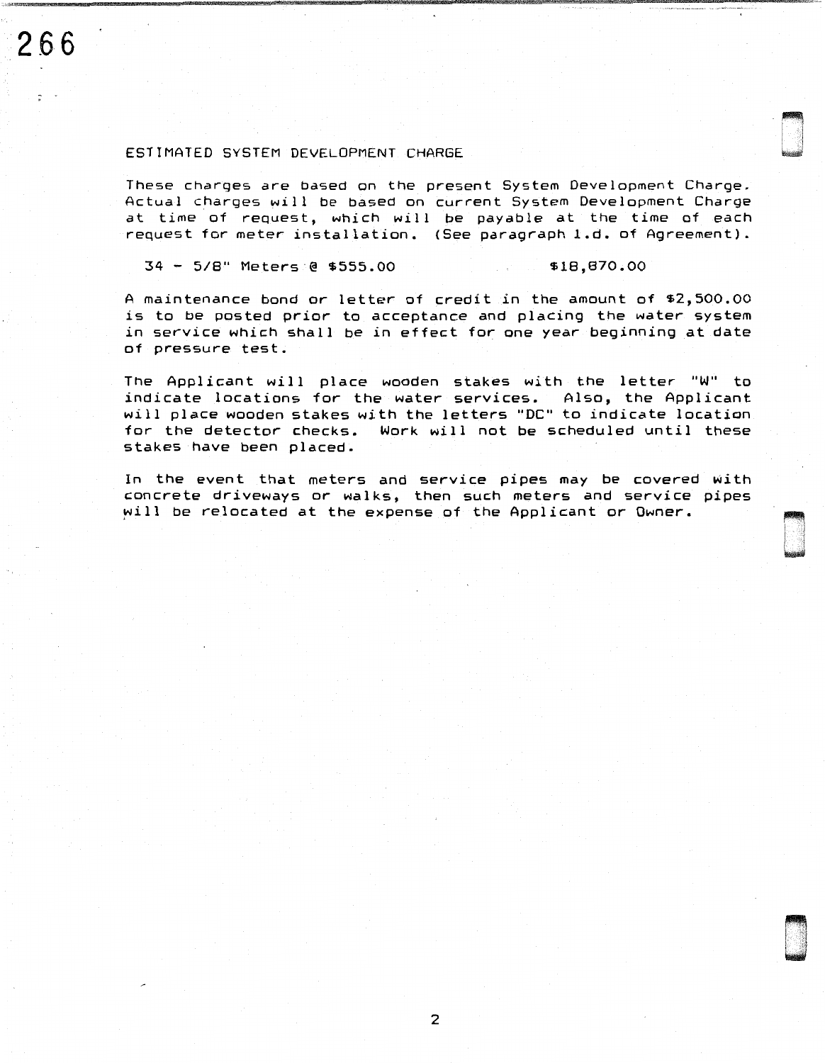## ESTIMATED SYSTEM DEVELOPMENT CHARGE

These charges are based on the present System Development Charge. Actual charges will be based on current System Development Charge at time of request, which will be payable at the time of each request for meter installation. (See paragraph 1.d. of Agreement).

34 - 5/8" Meters @ $555.00 $18,870.00

A maintenance bond or letter of credit in the amount of $2,500.00 is to be posted prior to acceptance and placing the water system in service which shall be in effect for one year beginning at date of pressure test.

The Applicant will place wooden stakes with the letter "W" to indicate locations for the water services. Also, the Applicant will place wooden stakes with the letters "DC" to indicate location for the detector checks. Work will not be scheduled until these stakes have been placed.

In the event that meters and service pipes may be covered with concrete driveways or walks, then such meters and service pipes will be relocated at the expense of the Applicant or Owner.